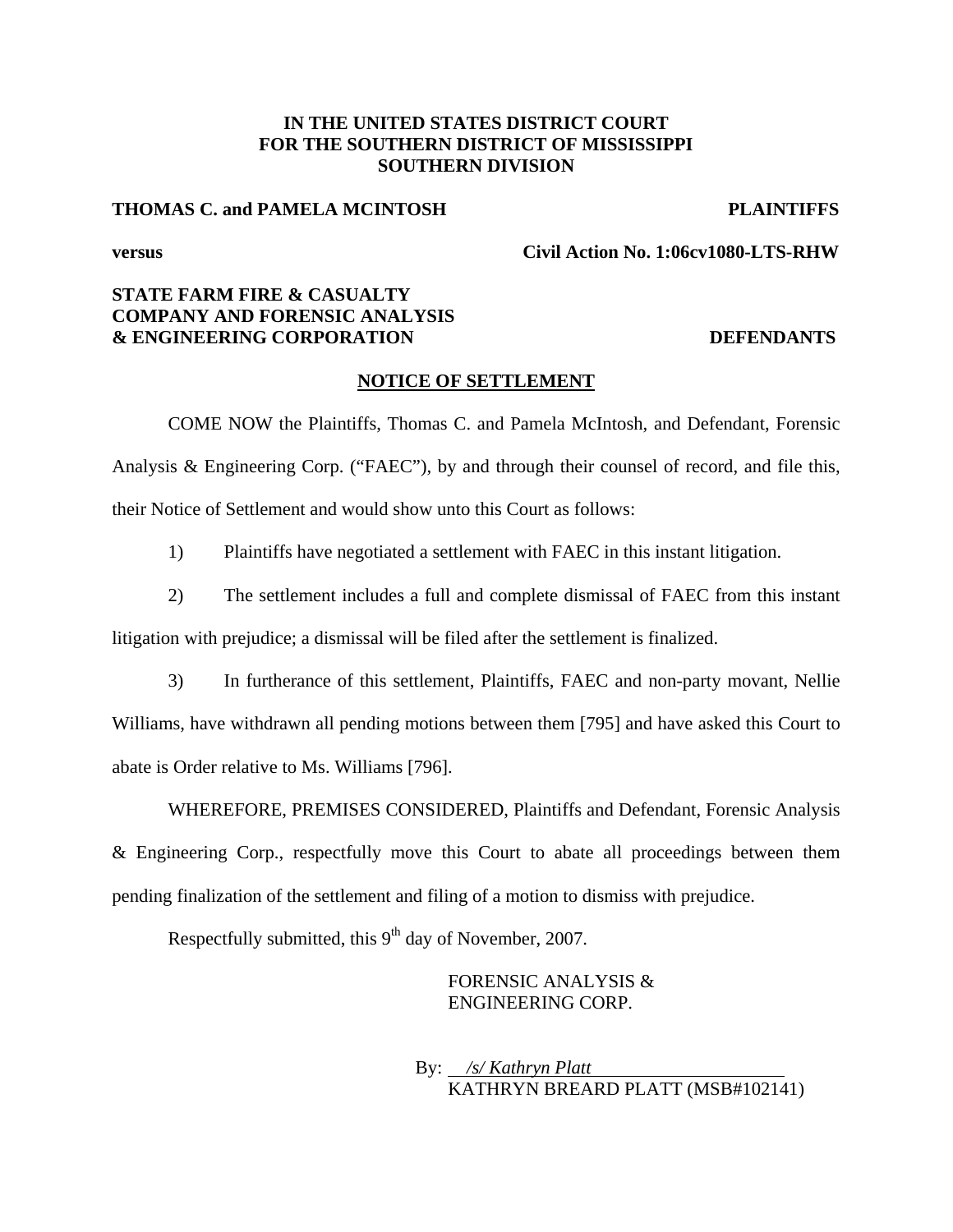**IN THE UNITED STATES DISTRICT COURT**
**FOR THE SOUTHERN DISTRICT OF MISSISSIPPI**
**SOUTHERN DIVISION**

**THOMAS C. and PAMELA MCINTOSH** **PLAINTIFFS**

**versus** **Civil Action No. 1:06cv1080-LTS-RHW**

**STATE FARM FIRE & CASUALTY COMPANY AND FORENSIC ANALYSIS & ENGINEERING CORPORATION** **DEFENDANTS**

**NOTICE OF SETTLEMENT**

COME NOW the Plaintiffs, Thomas C. and Pamela McIntosh, and Defendant, Forensic Analysis & Engineering Corp. ("FAEC"), by and through their counsel of record, and file this, their Notice of Settlement and would show unto this Court as follows:

1) Plaintiffs have negotiated a settlement with FAEC in this instant litigation.

2) The settlement includes a full and complete dismissal of FAEC from this instant litigation with prejudice; a dismissal will be filed after the settlement is finalized.

3) In furtherance of this settlement, Plaintiffs, FAEC and non-party movant, Nellie Williams, have withdrawn all pending motions between them [795] and have asked this Court to abate is Order relative to Ms. Williams [796].

WHEREFORE, PREMISES CONSIDERED, Plaintiffs and Defendant, Forensic Analysis & Engineering Corp., respectfully move this Court to abate all proceedings between them pending finalization of the settlement and filing of a motion to dismiss with prejudice.

Respectfully submitted, this 9th day of November, 2007.

FORENSIC ANALYSIS & ENGINEERING CORP.

By: *\_\_/s/ Kathryn Platt\_\_*
KATHRYN BREARD PLATT (MSB#102141)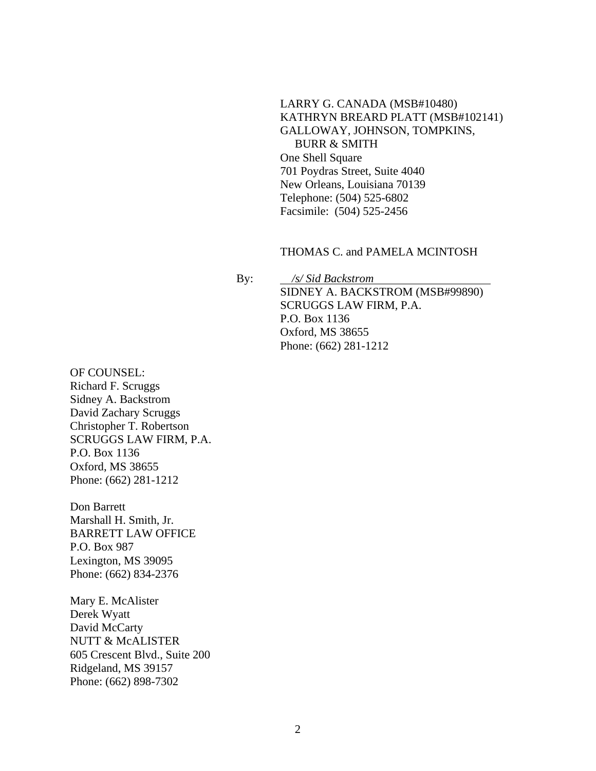LARRY G. CANADA (MSB#10480)
KATHRYN BREARD PLATT (MSB#102141)
GALLOWAY, JOHNSON, TOMPKINS,
BURR & SMITH
One Shell Square
701 Poydras Street, Suite 4040
New Orleans, Louisiana 70139
Telephone: (504) 525-6802
Facsimile: (504) 525-2456

THOMAS C. and PAMELA MCINTOSH

By: *<u>/s/ Sid Backstrom</u>*
SIDNEY A. BACKSTROM (MSB#99890)
SCRUGGS LAW FIRM, P.A.
P.O. Box 1136
Oxford, MS 38655
Phone: (662) 281-1212

OF COUNSEL:
Richard F. Scruggs
Sidney A. Backstrom
David Zachary Scruggs
Christopher T. Robertson
SCRUGGS LAW FIRM, P.A.
P.O. Box 1136
Oxford, MS 38655
Phone: (662) 281-1212

Don Barrett
Marshall H. Smith, Jr.
BARRETT LAW OFFICE
P.O. Box 987
Lexington, MS 39095
Phone: (662) 834-2376

Mary E. McAlister
Derek Wyatt
David McCarty
NUTT & McALISTER
605 Crescent Blvd., Suite 200
Ridgeland, MS 39157
Phone: (662) 898-7302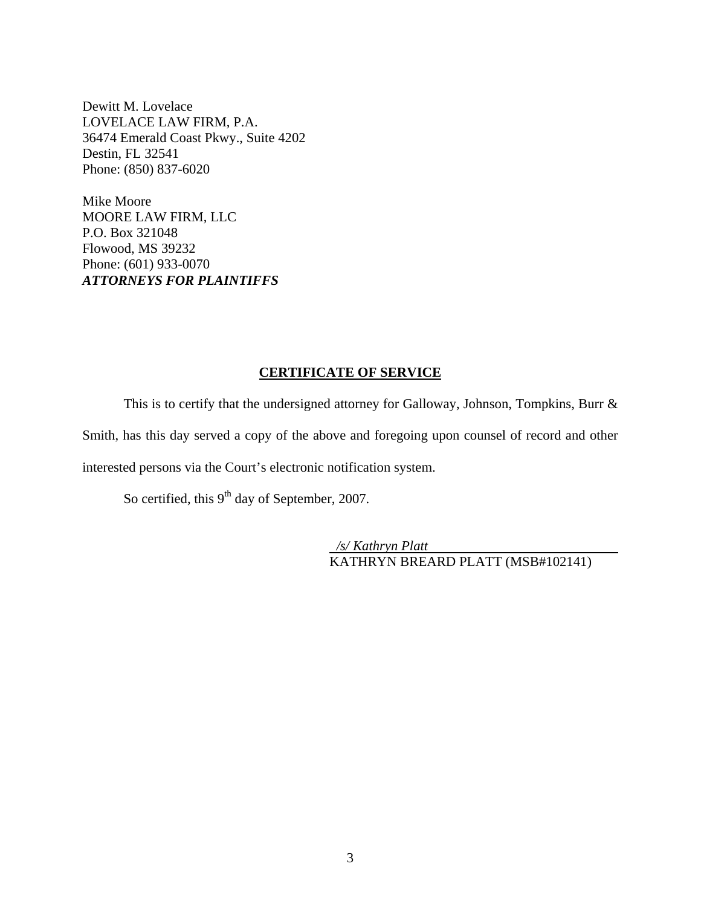Dewitt M. Lovelace
LOVELACE LAW FIRM, P.A.
36474 Emerald Coast Pkwy., Suite 4202
Destin, FL 32541
Phone: (850) 837-6020

Mike Moore
MOORE LAW FIRM, LLC
P.O. Box 321048
Flowood, MS 39232
Phone: (601) 933-0070
***ATTORNEYS FOR PLAINTIFFS***

**CERTIFICATE OF SERVICE**

This is to certify that the undersigned attorney for Galloway, Johnson, Tompkins, Burr & Smith, has this day served a copy of the above and foregoing upon counsel of record and other interested persons via the Court's electronic notification system.

So certified, this 9th day of September, 2007.

*/s/ Kathryn Platt*
KATHRYN BREARD PLATT (MSB#102141)